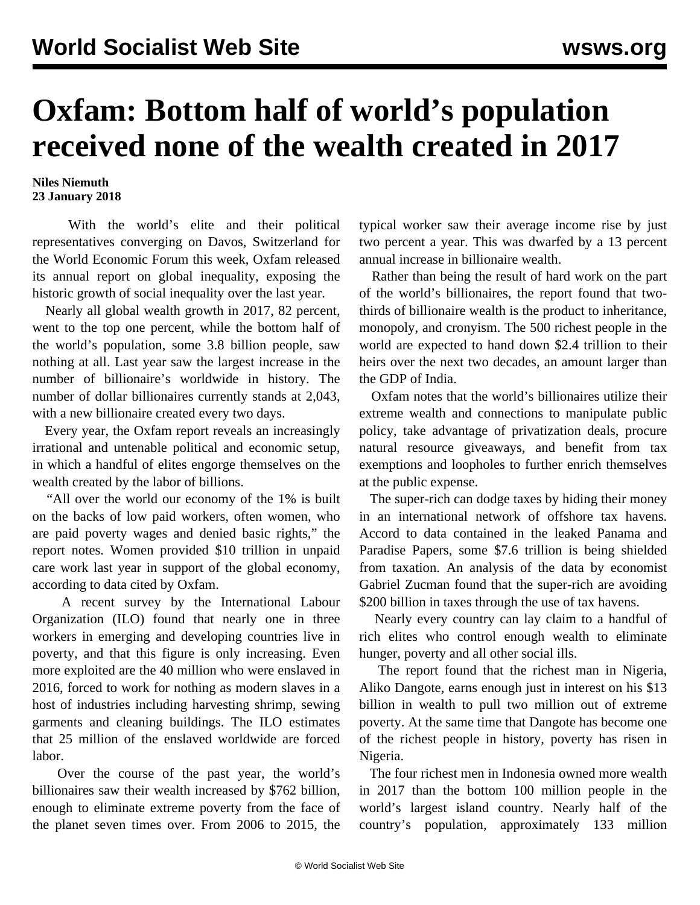# Oxfam: Bottom half of world's population received none of the wealth created in 2017

**Niles Niemuth**
**23 January 2018**

With the world's elite and their political representatives converging on Davos, Switzerland for the World Economic Forum this week, Oxfam released its annual report on global inequality, exposing the historic growth of social inequality over the last year.

Nearly all global wealth growth in 2017, 82 percent, went to the top one percent, while the bottom half of the world's population, some 3.8 billion people, saw nothing at all. Last year saw the largest increase in the number of billionaire's worldwide in history. The number of dollar billionaires currently stands at 2,043, with a new billionaire created every two days.

Every year, the Oxfam report reveals an increasingly irrational and untenable political and economic setup, in which a handful of elites engorge themselves on the wealth created by the labor of billions.

"All over the world our economy of the 1% is built on the backs of low paid workers, often women, who are paid poverty wages and denied basic rights," the report notes. Women provided $10 trillion in unpaid care work last year in support of the global economy, according to data cited by Oxfam.

A recent survey by the International Labour Organization (ILO) found that nearly one in three workers in emerging and developing countries live in poverty, and that this figure is only increasing. Even more exploited are the 40 million who were enslaved in 2016, forced to work for nothing as modern slaves in a host of industries including harvesting shrimp, sewing garments and cleaning buildings. The ILO estimates that 25 million of the enslaved worldwide are forced labor.

Over the course of the past year, the world's billionaires saw their wealth increased by $762 billion, enough to eliminate extreme poverty from the face of the planet seven times over. From 2006 to 2015, the typical worker saw their average income rise by just two percent a year. This was dwarfed by a 13 percent annual increase in billionaire wealth.

Rather than being the result of hard work on the part of the world's billionaires, the report found that two-thirds of billionaire wealth is the product to inheritance, monopoly, and cronyism. The 500 richest people in the world are expected to hand down $2.4 trillion to their heirs over the next two decades, an amount larger than the GDP of India.

Oxfam notes that the world's billionaires utilize their extreme wealth and connections to manipulate public policy, take advantage of privatization deals, procure natural resource giveaways, and benefit from tax exemptions and loopholes to further enrich themselves at the public expense.

The super-rich can dodge taxes by hiding their money in an international network of offshore tax havens. Accord to data contained in the leaked Panama and Paradise Papers, some $7.6 trillion is being shielded from taxation. An analysis of the data by economist Gabriel Zucman found that the super-rich are avoiding $200 billion in taxes through the use of tax havens.

Nearly every country can lay claim to a handful of rich elites who control enough wealth to eliminate hunger, poverty and all other social ills.

The report found that the richest man in Nigeria, Aliko Dangote, earns enough just in interest on his $13 billion in wealth to pull two million out of extreme poverty. At the same time that Dangote has become one of the richest people in history, poverty has risen in Nigeria.

The four richest men in Indonesia owned more wealth in 2017 than the bottom 100 million people in the world's largest island country. Nearly half of the country's population, approximately 133 million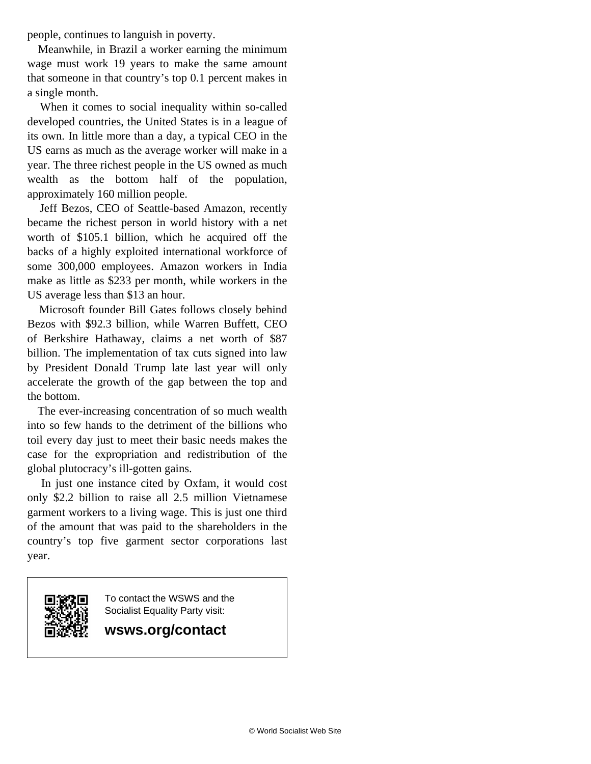people, continues to languish in poverty.

Meanwhile, in Brazil a worker earning the minimum wage must work 19 years to make the same amount that someone in that country's top 0.1 percent makes in a single month.

When it comes to social inequality within so-called developed countries, the United States is in a league of its own. In little more than a day, a typical CEO in the US earns as much as the average worker will make in a year. The three richest people in the US owned as much wealth as the bottom half of the population, approximately 160 million people.

Jeff Bezos, CEO of Seattle-based Amazon, recently became the richest person in world history with a net worth of $105.1 billion, which he acquired off the backs of a highly exploited international workforce of some 300,000 employees. Amazon workers in India make as little as $233 per month, while workers in the US average less than $13 an hour.

Microsoft founder Bill Gates follows closely behind Bezos with $92.3 billion, while Warren Buffett, CEO of Berkshire Hathaway, claims a net worth of $87 billion. The implementation of tax cuts signed into law by President Donald Trump late last year will only accelerate the growth of the gap between the top and the bottom.

The ever-increasing concentration of so much wealth into so few hands to the detriment of the billions who toil every day just to meet their basic needs makes the case for the expropriation and redistribution of the global plutocracy's ill-gotten gains.

In just one instance cited by Oxfam, it would cost only $2.2 billion to raise all 2.5 million Vietnamese garment workers to a living wage. This is just one third of the amount that was paid to the shareholders in the country's top five garment sector corporations last year.

To contact the WSWS and the Socialist Equality Party visit:

**wsws.org/contact**